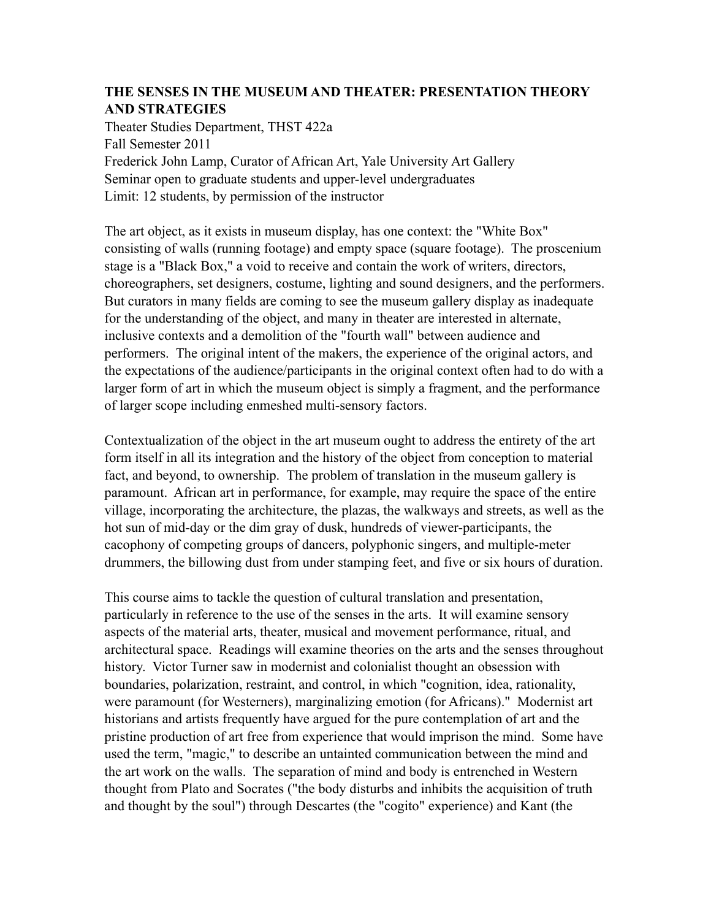# THE SENSES IN THE MUSEUM AND THEATER: PRESENTATION THEORY AND STRATEGIES

Theater Studies Department, THST 422a
Fall Semester 2011
Frederick John Lamp, Curator of African Art, Yale University Art Gallery
Seminar open to graduate students and upper-level undergraduates
Limit: 12 students, by permission of the instructor

The art object, as it exists in museum display, has one context: the "White Box" consisting of walls (running footage) and empty space (square footage). The proscenium stage is a "Black Box," a void to receive and contain the work of writers, directors, choreographers, set designers, costume, lighting and sound designers, and the performers. But curators in many fields are coming to see the museum gallery display as inadequate for the understanding of the object, and many in theater are interested in alternate, inclusive contexts and a demolition of the "fourth wall" between audience and performers. The original intent of the makers, the experience of the original actors, and the expectations of the audience/participants in the original context often had to do with a larger form of art in which the museum object is simply a fragment, and the performance of larger scope including enmeshed multi-sensory factors.

Contextualization of the object in the art museum ought to address the entirety of the art form itself in all its integration and the history of the object from conception to material fact, and beyond, to ownership. The problem of translation in the museum gallery is paramount. African art in performance, for example, may require the space of the entire village, incorporating the architecture, the plazas, the walkways and streets, as well as the hot sun of mid-day or the dim gray of dusk, hundreds of viewer-participants, the cacophony of competing groups of dancers, polyphonic singers, and multiple-meter drummers, the billowing dust from under stamping feet, and five or six hours of duration.

This course aims to tackle the question of cultural translation and presentation, particularly in reference to the use of the senses in the arts. It will examine sensory aspects of the material arts, theater, musical and movement performance, ritual, and architectural space. Readings will examine theories on the arts and the senses throughout history. Victor Turner saw in modernist and colonialist thought an obsession with boundaries, polarization, restraint, and control, in which "cognition, idea, rationality, were paramount (for Westerners), marginalizing emotion (for Africans)." Modernist art historians and artists frequently have argued for the pure contemplation of art and the pristine production of art free from experience that would imprison the mind. Some have used the term, "magic," to describe an untainted communication between the mind and the art work on the walls. The separation of mind and body is entrenched in Western thought from Plato and Socrates ("the body disturbs and inhibits the acquisition of truth and thought by the soul") through Descartes (the "cogito" experience) and Kant (the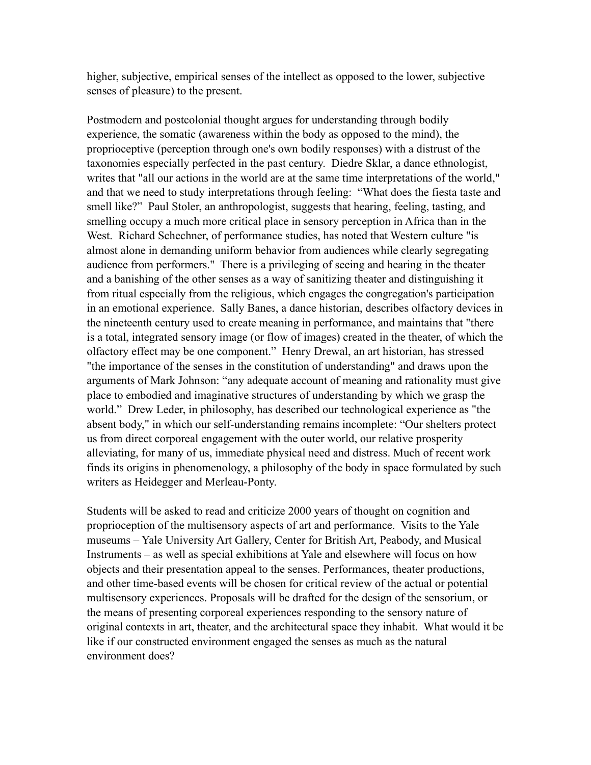higher, subjective, empirical senses of the intellect as opposed to the lower, subjective senses of pleasure) to the present.

Postmodern and postcolonial thought argues for understanding through bodily experience, the somatic (awareness within the body as opposed to the mind), the proprioceptive (perception through one's own bodily responses) with a distrust of the taxonomies especially perfected in the past century. Diedre Sklar, a dance ethnologist, writes that "all our actions in the world are at the same time interpretations of the world," and that we need to study interpretations through feeling: "What does the fiesta taste and smell like?" Paul Stoler, an anthropologist, suggests that hearing, feeling, tasting, and smelling occupy a much more critical place in sensory perception in Africa than in the West. Richard Schechner, of performance studies, has noted that Western culture "is almost alone in demanding uniform behavior from audiences while clearly segregating audience from performers." There is a privileging of seeing and hearing in the theater and a banishing of the other senses as a way of sanitizing theater and distinguishing it from ritual especially from the religious, which engages the congregation's participation in an emotional experience. Sally Banes, a dance historian, describes olfactory devices in the nineteenth century used to create meaning in performance, and maintains that "there is a total, integrated sensory image (or flow of images) created in the theater, of which the olfactory effect may be one component." Henry Drewal, an art historian, has stressed "the importance of the senses in the constitution of understanding" and draws upon the arguments of Mark Johnson: "any adequate account of meaning and rationality must give place to embodied and imaginative structures of understanding by which we grasp the world." Drew Leder, in philosophy, has described our technological experience as "the absent body," in which our self-understanding remains incomplete: "Our shelters protect us from direct corporeal engagement with the outer world, our relative prosperity alleviating, for many of us, immediate physical need and distress. Much of recent work finds its origins in phenomenology, a philosophy of the body in space formulated by such writers as Heidegger and Merleau-Ponty.

Students will be asked to read and criticize 2000 years of thought on cognition and proprioception of the multisensory aspects of art and performance. Visits to the Yale museums – Yale University Art Gallery, Center for British Art, Peabody, and Musical Instruments – as well as special exhibitions at Yale and elsewhere will focus on how objects and their presentation appeal to the senses. Performances, theater productions, and other time-based events will be chosen for critical review of the actual or potential multisensory experiences. Proposals will be drafted for the design of the sensorium, or the means of presenting corporeal experiences responding to the sensory nature of original contexts in art, theater, and the architectural space they inhabit. What would it be like if our constructed environment engaged the senses as much as the natural environment does?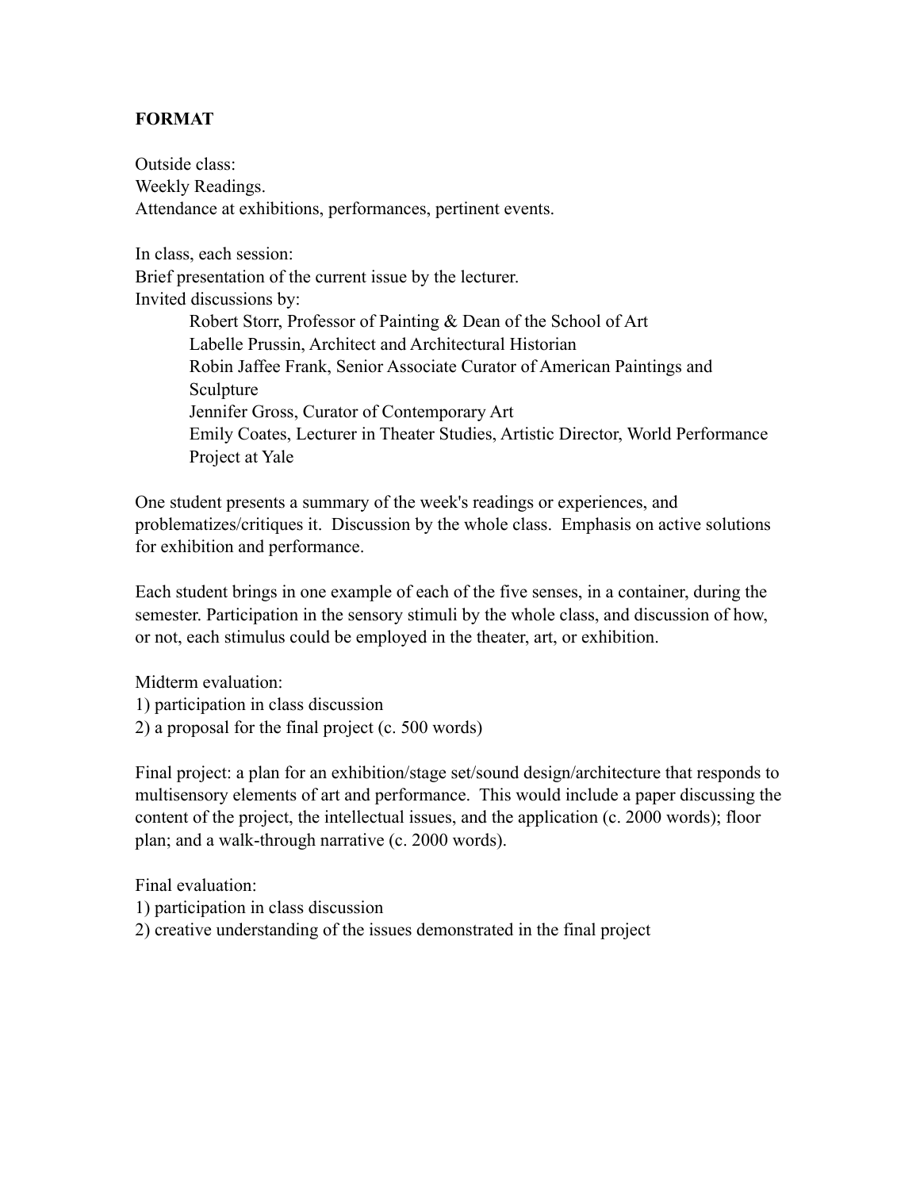**FORMAT**

Outside class:
Weekly Readings.
Attendance at exhibitions, performances, pertinent events.

In class, each session:
Brief presentation of the current issue by the lecturer.
Invited discussions by:

- Robert Storr, Professor of Painting & Dean of the School of Art
- Labelle Prussin, Architect and Architectural Historian
- Robin Jaffee Frank, Senior Associate Curator of American Paintings and Sculpture
- Jennifer Gross, Curator of Contemporary Art
- Emily Coates, Lecturer in Theater Studies, Artistic Director, World Performance Project at Yale

One student presents a summary of the week's readings or experiences, and problematizes/critiques it. Discussion by the whole class. Emphasis on active solutions for exhibition and performance.

Each student brings in one example of each of the five senses, in a container, during the semester. Participation in the sensory stimuli by the whole class, and discussion of how, or not, each stimulus could be employed in the theater, art, or exhibition.

Midterm evaluation:
1) participation in class discussion
2) a proposal for the final project (c. 500 words)

Final project: a plan for an exhibition/stage set/sound design/architecture that responds to multisensory elements of art and performance. This would include a paper discussing the content of the project, the intellectual issues, and the application (c. 2000 words); floor plan; and a walk-through narrative (c. 2000 words).

Final evaluation:
1) participation in class discussion
2) creative understanding of the issues demonstrated in the final project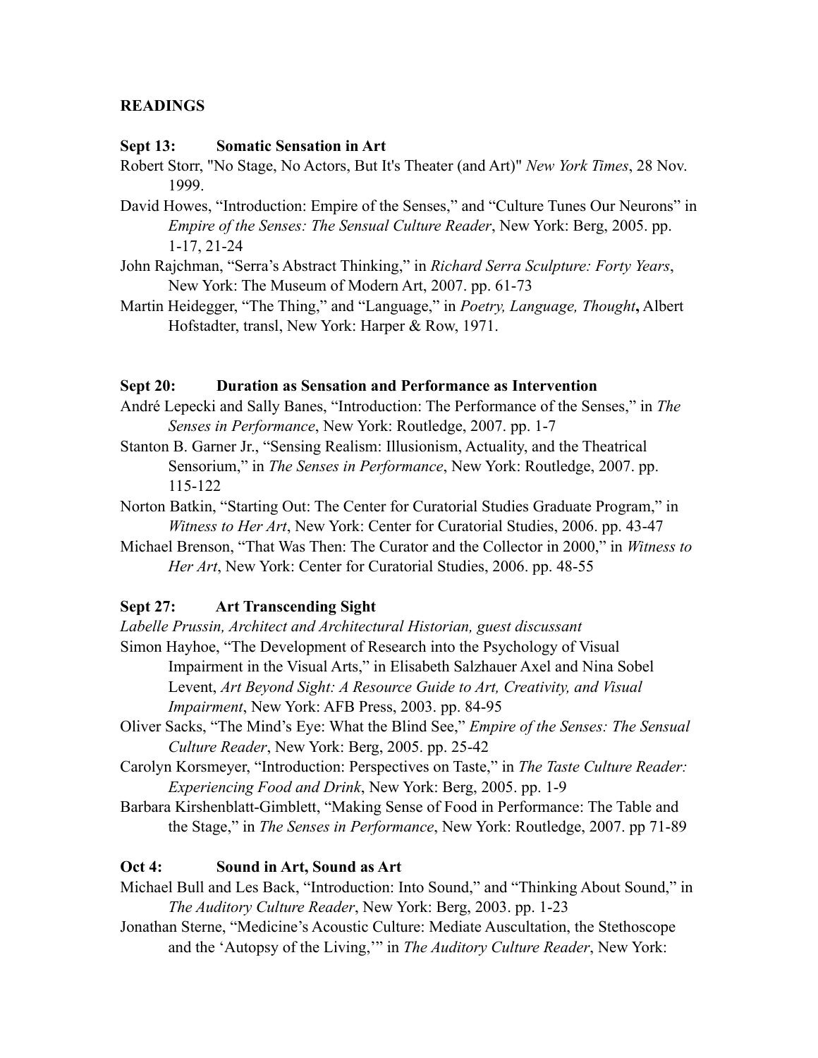## READINGS

### Sept 13: Somatic Sensation in Art

Robert Storr, "No Stage, No Actors, But It's Theater (and Art)" *New York Times*, 28 Nov. 1999.

David Howes, "Introduction: Empire of the Senses," and "Culture Tunes Our Neurons" in *Empire of the Senses: The Sensual Culture Reader*, New York: Berg, 2005. pp. 1-17, 21-24

John Rajchman, "Serra's Abstract Thinking," in *Richard Serra Sculpture: Forty Years*, New York: The Museum of Modern Art, 2007. pp. 61-73

Martin Heidegger, "The Thing," and "Language," in *Poetry, Language, Thought***,** Albert Hofstadter, transl, New York: Harper & Row, 1971.

### Sept 20: Duration as Sensation and Performance as Intervention

André Lepecki and Sally Banes, "Introduction: The Performance of the Senses," in *The Senses in Performance*, New York: Routledge, 2007. pp. 1-7

Stanton B. Garner Jr., "Sensing Realism: Illusionism, Actuality, and the Theatrical Sensorium," in *The Senses in Performance*, New York: Routledge, 2007. pp. 115-122

Norton Batkin, "Starting Out: The Center for Curatorial Studies Graduate Program," in *Witness to Her Art*, New York: Center for Curatorial Studies, 2006. pp. 43-47

Michael Brenson, "That Was Then: The Curator and the Collector in 2000," in *Witness to Her Art*, New York: Center for Curatorial Studies, 2006. pp. 48-55

### Sept 27: Art Transcending Sight

*Labelle Prussin, Architect and Architectural Historian, guest discussant*

Simon Hayhoe, "The Development of Research into the Psychology of Visual Impairment in the Visual Arts," in Elisabeth Salzhauer Axel and Nina Sobel Levent, *Art Beyond Sight: A Resource Guide to Art, Creativity, and Visual Impairment*, New York: AFB Press, 2003. pp. 84-95

Oliver Sacks, "The Mind's Eye: What the Blind See," *Empire of the Senses: The Sensual Culture Reader*, New York: Berg, 2005. pp. 25-42

Carolyn Korsmeyer, "Introduction: Perspectives on Taste," in *The Taste Culture Reader: Experiencing Food and Drink*, New York: Berg, 2005. pp. 1-9

Barbara Kirshenblatt-Gimblett, "Making Sense of Food in Performance: The Table and the Stage," in *The Senses in Performance*, New York: Routledge, 2007. pp 71-89

### Oct 4: Sound in Art, Sound as Art

Michael Bull and Les Back, "Introduction: Into Sound," and "Thinking About Sound," in *The Auditory Culture Reader*, New York: Berg, 2003. pp. 1-23

Jonathan Sterne, "Medicine's Acoustic Culture: Mediate Auscultation, the Stethoscope and the 'Autopsy of the Living,'" in *The Auditory Culture Reader*, New York: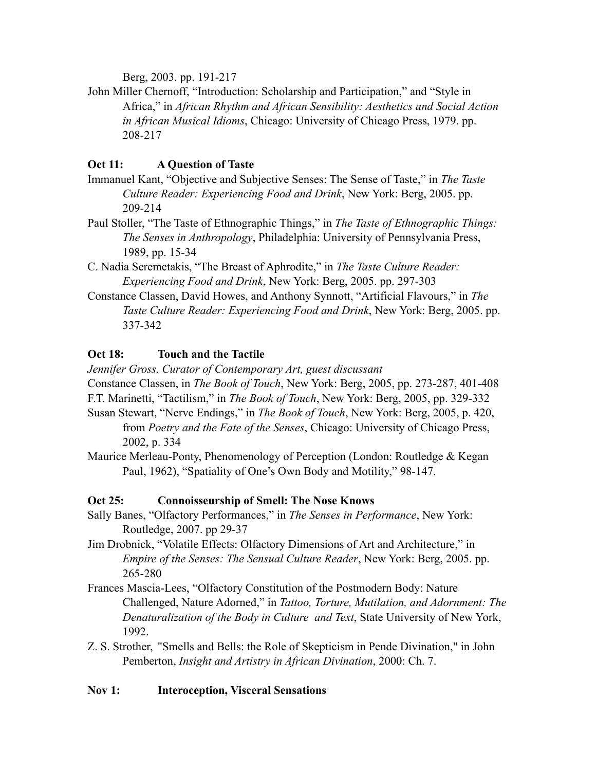Berg, 2003. pp. 191-217

John Miller Chernoff, "Introduction: Scholarship and Participation," and "Style in Africa," in *African Rhythm and African Sensibility: Aesthetics and Social Action in African Musical Idioms*, Chicago: University of Chicago Press, 1979. pp. 208-217

**Oct 11: A Question of Taste**

Immanuel Kant, "Objective and Subjective Senses: The Sense of Taste," in *The Taste Culture Reader: Experiencing Food and Drink*, New York: Berg, 2005. pp. 209-214

Paul Stoller, "The Taste of Ethnographic Things," in *The Taste of Ethnographic Things: The Senses in Anthropology*, Philadelphia: University of Pennsylvania Press, 1989, pp. 15-34

C. Nadia Seremetakis, "The Breast of Aphrodite," in *The Taste Culture Reader: Experiencing Food and Drink*, New York: Berg, 2005. pp. 297-303

Constance Classen, David Howes, and Anthony Synnott, "Artificial Flavours," in *The Taste Culture Reader: Experiencing Food and Drink*, New York: Berg, 2005. pp. 337-342

**Oct 18: Touch and the Tactile**

*Jennifer Gross, Curator of Contemporary Art, guest discussant*

Constance Classen, in *The Book of Touch*, New York: Berg, 2005, pp. 273-287, 401-408

F.T. Marinetti, "Tactilism," in *The Book of Touch*, New York: Berg, 2005, pp. 329-332

Susan Stewart, "Nerve Endings," in *The Book of Touch*, New York: Berg, 2005, p. 420, from *Poetry and the Fate of the Senses*, Chicago: University of Chicago Press, 2002, p. 334

Maurice Merleau-Ponty, Phenomenology of Perception (London: Routledge & Kegan Paul, 1962), "Spatiality of One's Own Body and Motility," 98-147.

**Oct 25: Connoisseurship of Smell: The Nose Knows**

Sally Banes, "Olfactory Performances," in *The Senses in Performance*, New York: Routledge, 2007. pp 29-37

Jim Drobnick, "Volatile Effects: Olfactory Dimensions of Art and Architecture," in *Empire of the Senses: The Sensual Culture Reader*, New York: Berg, 2005. pp. 265-280

Frances Mascia-Lees, "Olfactory Constitution of the Postmodern Body: Nature Challenged, Nature Adorned," in *Tattoo, Torture, Mutilation, and Adornment: The Denaturalization of the Body in Culture and Text*, State University of New York, 1992.

Z. S. Strother, "Smells and Bells: the Role of Skepticism in Pende Divination," in John Pemberton, *Insight and Artistry in African Divination*, 2000: Ch. 7.

**Nov 1: Interoception, Visceral Sensations**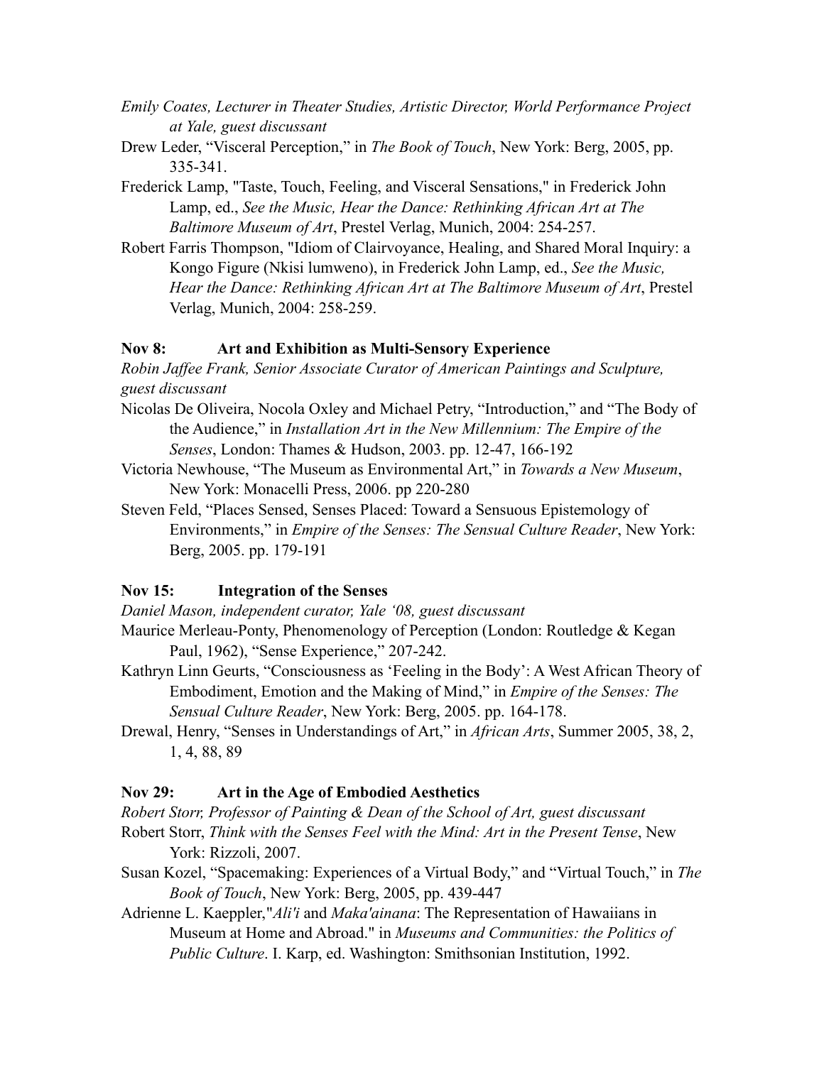*Emily Coates, Lecturer in Theater Studies, Artistic Director, World Performance Project at Yale, guest discussant*

Drew Leder, "Visceral Perception," in *The Book of Touch*, New York: Berg, 2005, pp. 335-341.

Frederick Lamp, "Taste, Touch, Feeling, and Visceral Sensations," in Frederick John Lamp, ed., *See the Music, Hear the Dance: Rethinking African Art at The Baltimore Museum of Art*, Prestel Verlag, Munich, 2004: 254-257.

Robert Farris Thompson, "Idiom of Clairvoyance, Healing, and Shared Moral Inquiry: a Kongo Figure (Nkisi lumweno), in Frederick John Lamp, ed., *See the Music, Hear the Dance: Rethinking African Art at The Baltimore Museum of Art*, Prestel Verlag, Munich, 2004: 258-259.

**Nov 8: Art and Exhibition as Multi-Sensory Experience**

*Robin Jaffee Frank, Senior Associate Curator of American Paintings and Sculpture, guest discussant*

Nicolas De Oliveira, Nocola Oxley and Michael Petry, "Introduction," and "The Body of the Audience," in *Installation Art in the New Millennium: The Empire of the Senses*, London: Thames & Hudson, 2003. pp. 12-47, 166-192

Victoria Newhouse, "The Museum as Environmental Art," in *Towards a New Museum*, New York: Monacelli Press, 2006. pp 220-280

Steven Feld, "Places Sensed, Senses Placed: Toward a Sensuous Epistemology of Environments," in *Empire of the Senses: The Sensual Culture Reader*, New York: Berg, 2005. pp. 179-191

**Nov 15: Integration of the Senses**

*Daniel Mason, independent curator, Yale '08, guest discussant*

Maurice Merleau-Ponty, Phenomenology of Perception (London: Routledge & Kegan Paul, 1962), "Sense Experience," 207-242.

Kathryn Linn Geurts, "Consciousness as 'Feeling in the Body': A West African Theory of Embodiment, Emotion and the Making of Mind," in *Empire of the Senses: The Sensual Culture Reader*, New York: Berg, 2005. pp. 164-178.

Drewal, Henry, "Senses in Understandings of Art," in *African Arts*, Summer 2005, 38, 2, 1, 4, 88, 89

**Nov 29: Art in the Age of Embodied Aesthetics**

*Robert Storr, Professor of Painting & Dean of the School of Art, guest discussant*

Robert Storr, *Think with the Senses Feel with the Mind: Art in the Present Tense*, New York: Rizzoli, 2007.

Susan Kozel, "Spacemaking: Experiences of a Virtual Body," and "Virtual Touch," in *The Book of Touch*, New York: Berg, 2005, pp. 439-447

Adrienne L. Kaeppler,"*Ali'i* and *Maka'ainana*: The Representation of Hawaiians in Museum at Home and Abroad." in *Museums and Communities: the Politics of Public Culture*. I. Karp, ed. Washington: Smithsonian Institution, 1992.